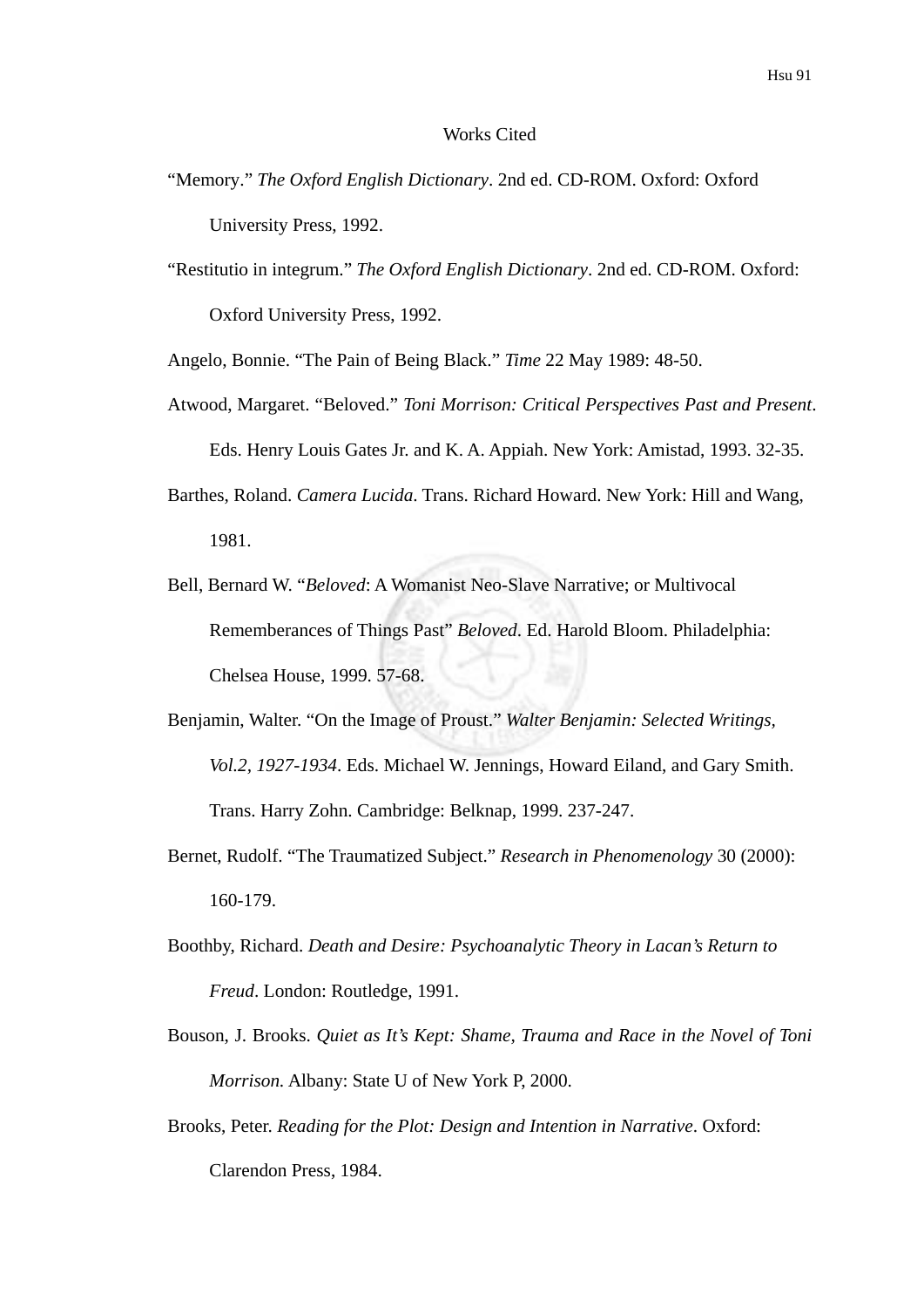# Works Cited

"Memory." *The Oxford English Dictionary*. 2nd ed. CD-ROM. Oxford: Oxford University Press, 1992.

"Restitutio in integrum." *The Oxford English Dictionary*. 2nd ed. CD-ROM. Oxford: Oxford University Press, 1992.

Angelo, Bonnie. "The Pain of Being Black." *Time* 22 May 1989: 48-50.

Atwood, Margaret. "Beloved." *Toni Morrison: Critical Perspectives Past and Present*. Eds. Henry Louis Gates Jr. and K. A. Appiah. New York: Amistad, 1993. 32-35.

Barthes, Roland. *Camera Lucida*. Trans. Richard Howard. New York: Hill and Wang, 1981.

Bell, Bernard W. "*Beloved*: A Womanist Neo-Slave Narrative; or Multivocal Rememberances of Things Past" *Beloved*. Ed. Harold Bloom. Philadelphia: Chelsea House, 1999. 57-68.

Benjamin, Walter. "On the Image of Proust." *Walter Benjamin: Selected Writings, Vol.2, 1927-1934*. Eds. Michael W. Jennings, Howard Eiland, and Gary Smith. Trans. Harry Zohn. Cambridge: Belknap, 1999. 237-247.

Bernet, Rudolf. "The Traumatized Subject." *Research in Phenomenology* 30 (2000): 160-179.

Boothby, Richard. *Death and Desire: Psychoanalytic Theory in Lacan's Return to Freud*. London: Routledge, 1991.

Bouson, J. Brooks. *Quiet as It's Kept: Shame, Trauma and Race in the Novel of Toni Morrison.* Albany: State U of New York P, 2000.

Brooks, Peter. *Reading for the Plot: Design and Intention in Narrative*. Oxford: Clarendon Press, 1984.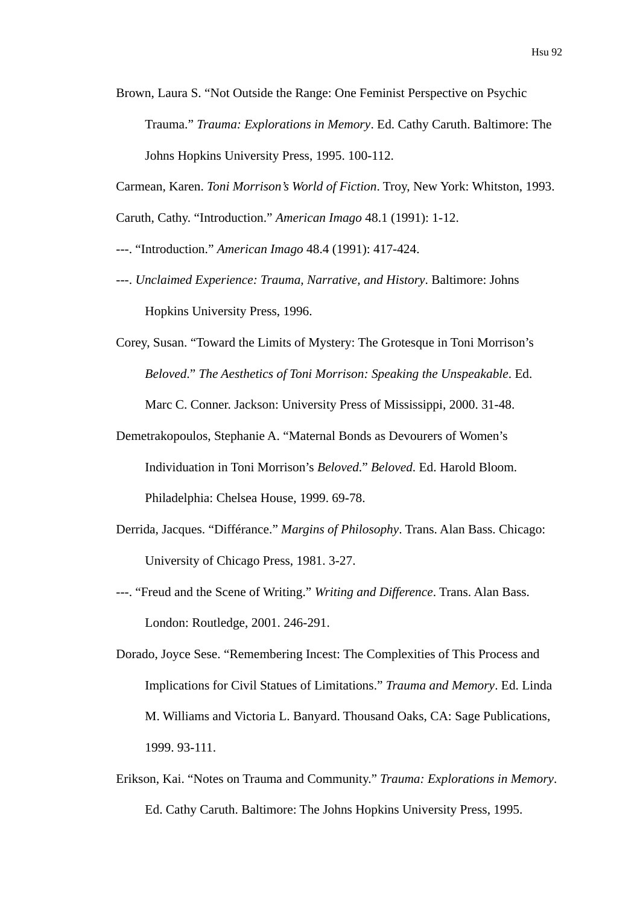Brown, Laura S. “Not Outside the Range: One Feminist Perspective on Psychic Trauma.” *Trauma: Explorations in Memory*. Ed. Cathy Caruth. Baltimore: The Johns Hopkins University Press, 1995. 100-112.

Carmean, Karen. *Toni Morrison’s World of Fiction*. Troy, New York: Whitston, 1993.

Caruth, Cathy. “Introduction.” *American Imago* 48.1 (1991): 1-12.

---. “Introduction.” *American Imago* 48.4 (1991): 417-424.

---. *Unclaimed Experience: Trauma, Narrative, and History*. Baltimore: Johns Hopkins University Press, 1996.

Corey, Susan. “Toward the Limits of Mystery: The Grotesque in Toni Morrison’s *Beloved*.” *The Aesthetics of Toni Morrison: Speaking the Unspeakable*. Ed. Marc C. Conner. Jackson: University Press of Mississippi, 2000. 31-48.

Demetrakopoulos, Stephanie A. “Maternal Bonds as Devourers of Women’s Individuation in Toni Morrison’s *Beloved*.” *Beloved.* Ed. Harold Bloom. Philadelphia: Chelsea House, 1999. 69-78.

Derrida, Jacques. “Différance.” *Margins of Philosophy*. Trans. Alan Bass. Chicago: University of Chicago Press, 1981. 3-27.

---. “Freud and the Scene of Writing.” *Writing and Difference*. Trans. Alan Bass. London: Routledge, 2001. 246-291.

Dorado, Joyce Sese. “Remembering Incest: The Complexities of This Process and Implications for Civil Statues of Limitations.” *Trauma and Memory*. Ed. Linda M. Williams and Victoria L. Banyard. Thousand Oaks, CA: Sage Publications, 1999. 93-111.

Erikson, Kai. “Notes on Trauma and Community.” *Trauma: Explorations in Memory*. Ed. Cathy Caruth. Baltimore: The Johns Hopkins University Press, 1995.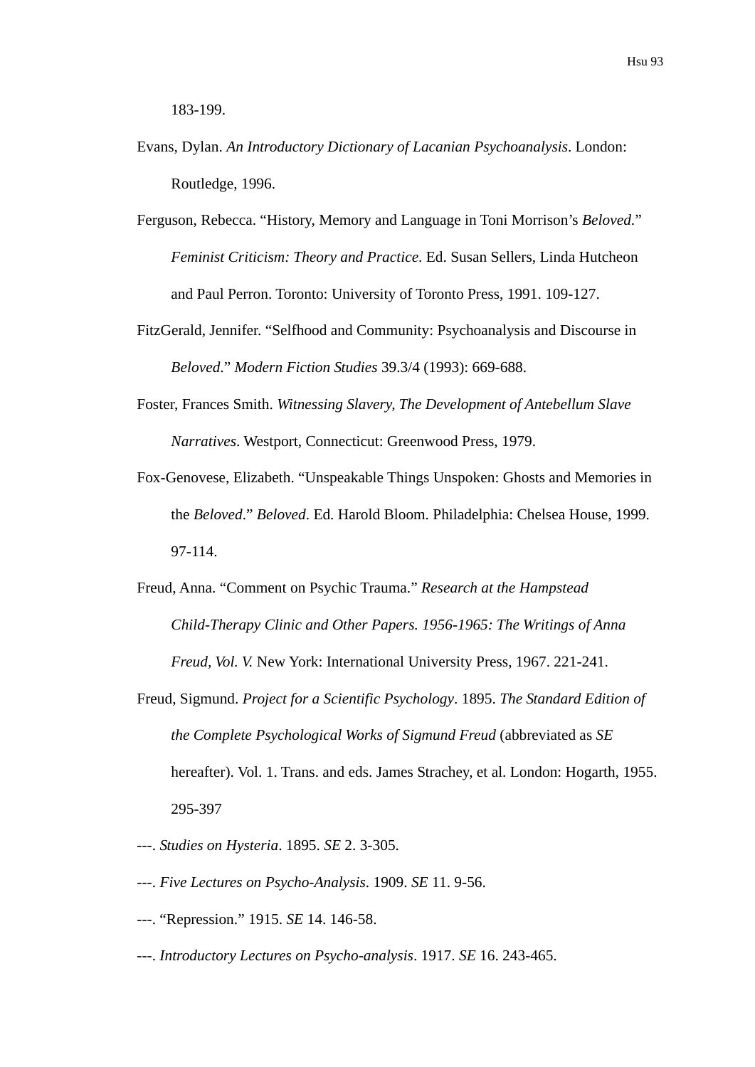183-199.

Evans, Dylan. *An Introductory Dictionary of Lacanian Psychoanalysis*. London: Routledge, 1996.

Ferguson, Rebecca. "History, Memory and Language in Toni Morrison's *Beloved*." *Feminist Criticism: Theory and Practice*. Ed. Susan Sellers, Linda Hutcheon and Paul Perron. Toronto: University of Toronto Press, 1991. 109-127.

FitzGerald, Jennifer. "Selfhood and Community: Psychoanalysis and Discourse in *Beloved*." *Modern Fiction Studies* 39.3/4 (1993): 669-688.

Foster, Frances Smith. *Witnessing Slavery, The Development of Antebellum Slave Narratives*. Westport, Connecticut: Greenwood Press, 1979.

Fox-Genovese, Elizabeth. "Unspeakable Things Unspoken: Ghosts and Memories in the *Beloved*." *Beloved*. Ed. Harold Bloom. Philadelphia: Chelsea House, 1999. 97-114.

Freud, Anna. "Comment on Psychic Trauma." *Research at the Hampstead Child-Therapy Clinic and Other Papers. 1956-1965: The Writings of Anna Freud, Vol. V.* New York: International University Press, 1967. 221-241.

Freud, Sigmund. *Project for a Scientific Psychology*. 1895. *The Standard Edition of the Complete Psychological Works of Sigmund Freud* (abbreviated as *SE* hereafter). Vol. 1. Trans. and eds. James Strachey, et al. London: Hogarth, 1955. 295-397

---. *Studies on Hysteria*. 1895. *SE* 2. 3-305.

---. *Five Lectures on Psycho-Analysis*. 1909. *SE* 11. 9-56.

---. "Repression." 1915. *SE* 14. 146-58.

---. *Introductory Lectures on Psycho-analysis*. 1917. *SE* 16. 243-465.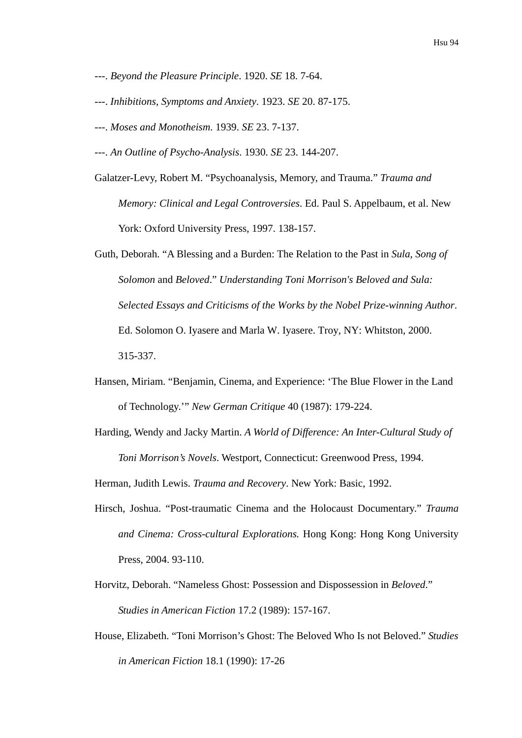---. *Beyond the Pleasure Principle*. 1920. *SE* 18. 7-64.

---. *Inhibitions, Symptoms and Anxiety*. 1923. *SE* 20. 87-175.

---. *Moses and Monotheism*. 1939. *SE* 23. 7-137.

---. *An Outline of Psycho-Analysis*. 1930. *SE* 23. 144-207.

Galatzer-Levy, Robert M. "Psychoanalysis, Memory, and Trauma." *Trauma and Memory: Clinical and Legal Controversies*. Ed. Paul S. Appelbaum, et al. New York: Oxford University Press, 1997. 138-157.

Guth, Deborah. "A Blessing and a Burden: The Relation to the Past in *Sula*, *Song of Solomon* and *Beloved*." *Understanding Toni Morrison's Beloved and Sula: Selected Essays and Criticisms of the Works by the Nobel Prize-winning Author*. Ed. Solomon O. Iyasere and Marla W. Iyasere. Troy, NY: Whitston, 2000. 315-337.

Hansen, Miriam. "Benjamin, Cinema, and Experience: 'The Blue Flower in the Land of Technology.'" *New German Critique* 40 (1987): 179-224.

Harding, Wendy and Jacky Martin. *A World of Difference: An Inter-Cultural Study of Toni Morrison's Novels*. Westport, Connecticut: Greenwood Press, 1994.

Herman, Judith Lewis. *Trauma and Recovery*. New York: Basic, 1992.

Hirsch, Joshua. "Post-traumatic Cinema and the Holocaust Documentary." *Trauma and Cinema: Cross-cultural Explorations.* Hong Kong: Hong Kong University Press, 2004. 93-110.

Horvitz, Deborah. "Nameless Ghost: Possession and Dispossession in *Beloved*." *Studies in American Fiction* 17.2 (1989): 157-167.

House, Elizabeth. "Toni Morrison's Ghost: The Beloved Who Is not Beloved." *Studies in American Fiction* 18.1 (1990): 17-26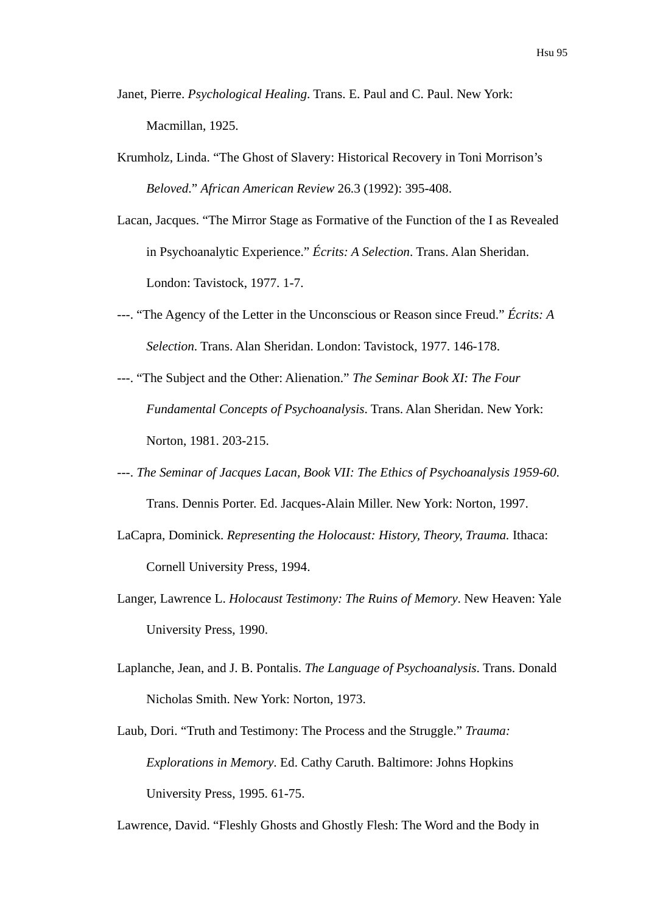Janet, Pierre. *Psychological Healing*. Trans. E. Paul and C. Paul. New York: Macmillan, 1925.

Krumholz, Linda. “The Ghost of Slavery: Historical Recovery in Toni Morrison’s *Beloved*.” *African American Review* 26.3 (1992): 395-408.

Lacan, Jacques. “The Mirror Stage as Formative of the Function of the I as Revealed in Psychoanalytic Experience.” *Écrits: A Selection*. Trans. Alan Sheridan. London: Tavistock, 1977. 1-7.

---. “The Agency of the Letter in the Unconscious or Reason since Freud.” *Écrits: A Selection*. Trans. Alan Sheridan. London: Tavistock, 1977. 146-178.

---. “The Subject and the Other: Alienation.” *The Seminar Book XI: The Four Fundamental Concepts of Psychoanalysis*. Trans. Alan Sheridan. New York: Norton, 1981. 203-215.

---. *The Seminar of Jacques Lacan, Book VII: The Ethics of Psychoanalysis 1959-60*. Trans. Dennis Porter. Ed. Jacques-Alain Miller. New York: Norton, 1997.

LaCapra, Dominick. *Representing the Holocaust: History, Theory, Trauma.* Ithaca: Cornell University Press, 1994.

Langer, Lawrence L. *Holocaust Testimony: The Ruins of Memory*. New Heaven: Yale University Press, 1990.

Laplanche, Jean, and J. B. Pontalis. *The Language of Psychoanalysis*. Trans. Donald Nicholas Smith. New York: Norton, 1973.

Laub, Dori. “Truth and Testimony: The Process and the Struggle.” *Trauma: Explorations in Memory*. Ed. Cathy Caruth. Baltimore: Johns Hopkins University Press, 1995. 61-75.

Lawrence, David. “Fleshly Ghosts and Ghostly Flesh: The Word and the Body in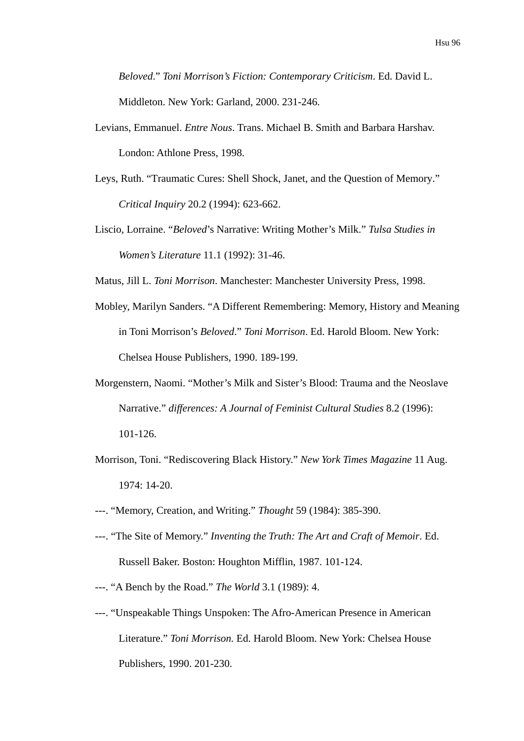*Beloved*." *Toni Morrison's Fiction: Contemporary Criticism*. Ed. David L. Middleton. New York: Garland, 2000. 231-246.

Levians, Emmanuel. *Entre Nous*. Trans. Michael B. Smith and Barbara Harshav. London: Athlone Press, 1998.

Leys, Ruth. "Traumatic Cures: Shell Shock, Janet, and the Question of Memory." *Critical Inquiry* 20.2 (1994): 623-662.

Liscio, Lorraine. "*Beloved*'s Narrative: Writing Mother's Milk." *Tulsa Studies in Women's Literature* 11.1 (1992): 31-46.

Matus, Jill L. *Toni Morrison*. Manchester: Manchester University Press, 1998.

Mobley, Marilyn Sanders. "A Different Remembering: Memory, History and Meaning in Toni Morrison's *Beloved*." *Toni Morrison*. Ed. Harold Bloom. New York: Chelsea House Publishers, 1990. 189-199.

Morgenstern, Naomi. "Mother's Milk and Sister's Blood: Trauma and the Neoslave Narrative." *differences: A Journal of Feminist Cultural Studies* 8.2 (1996): 101-126.

Morrison, Toni. "Rediscovering Black History." *New York Times Magazine* 11 Aug. 1974: 14-20.

---. "Memory, Creation, and Writing." *Thought* 59 (1984): 385-390.

---. "The Site of Memory." *Inventing the Truth: The Art and Craft of Memoir*. Ed. Russell Baker. Boston: Houghton Mifflin, 1987. 101-124.

---. "A Bench by the Road." *The World* 3.1 (1989): 4.

---. "Unspeakable Things Unspoken: The Afro-American Presence in American Literature." *Toni Morrison.* Ed. Harold Bloom. New York: Chelsea House Publishers, 1990. 201-230.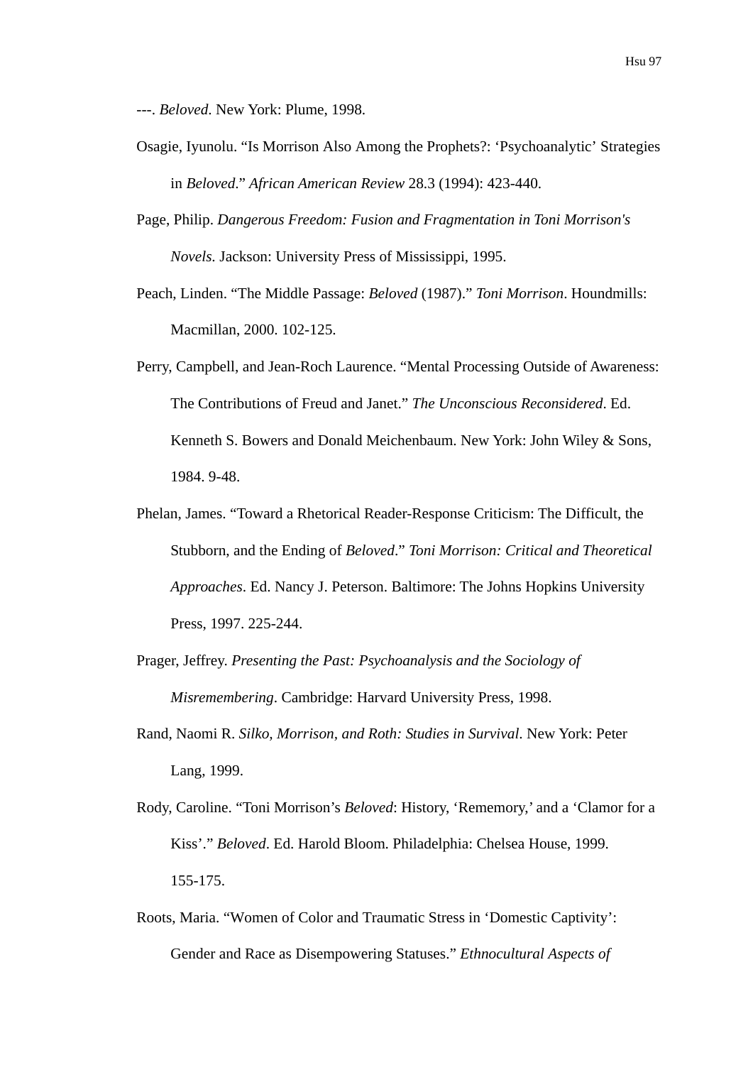---. *Beloved*. New York: Plume, 1998.

Osagie, Iyunolu. "Is Morrison Also Among the Prophets?: 'Psychoanalytic' Strategies in *Beloved*." *African American Review* 28.3 (1994): 423-440.

Page, Philip. *Dangerous Freedom: Fusion and Fragmentation in Toni Morrison's Novels*. Jackson: University Press of Mississippi, 1995.

Peach, Linden. "The Middle Passage: *Beloved* (1987)." *Toni Morrison*. Houndmills: Macmillan, 2000. 102-125.

Perry, Campbell, and Jean-Roch Laurence. "Mental Processing Outside of Awareness: The Contributions of Freud and Janet." *The Unconscious Reconsidered*. Ed. Kenneth S. Bowers and Donald Meichenbaum. New York: John Wiley & Sons, 1984. 9-48.

Phelan, James. "Toward a Rhetorical Reader-Response Criticism: The Difficult, the Stubborn, and the Ending of *Beloved*." *Toni Morrison: Critical and Theoretical Approaches*. Ed. Nancy J. Peterson. Baltimore: The Johns Hopkins University Press, 1997. 225-244.

Prager, Jeffrey. *Presenting the Past: Psychoanalysis and the Sociology of Misremembering*. Cambridge: Harvard University Press, 1998.

Rand, Naomi R. *Silko, Morrison, and Roth: Studies in Survival*. New York: Peter Lang, 1999.

Rody, Caroline. "Toni Morrison's *Beloved*: History, 'Rememory,' and a 'Clamor for a Kiss'." *Beloved*. Ed. Harold Bloom. Philadelphia: Chelsea House, 1999. 155-175.

Roots, Maria. "Women of Color and Traumatic Stress in 'Domestic Captivity': Gender and Race as Disempowering Statuses." *Ethnocultural Aspects of*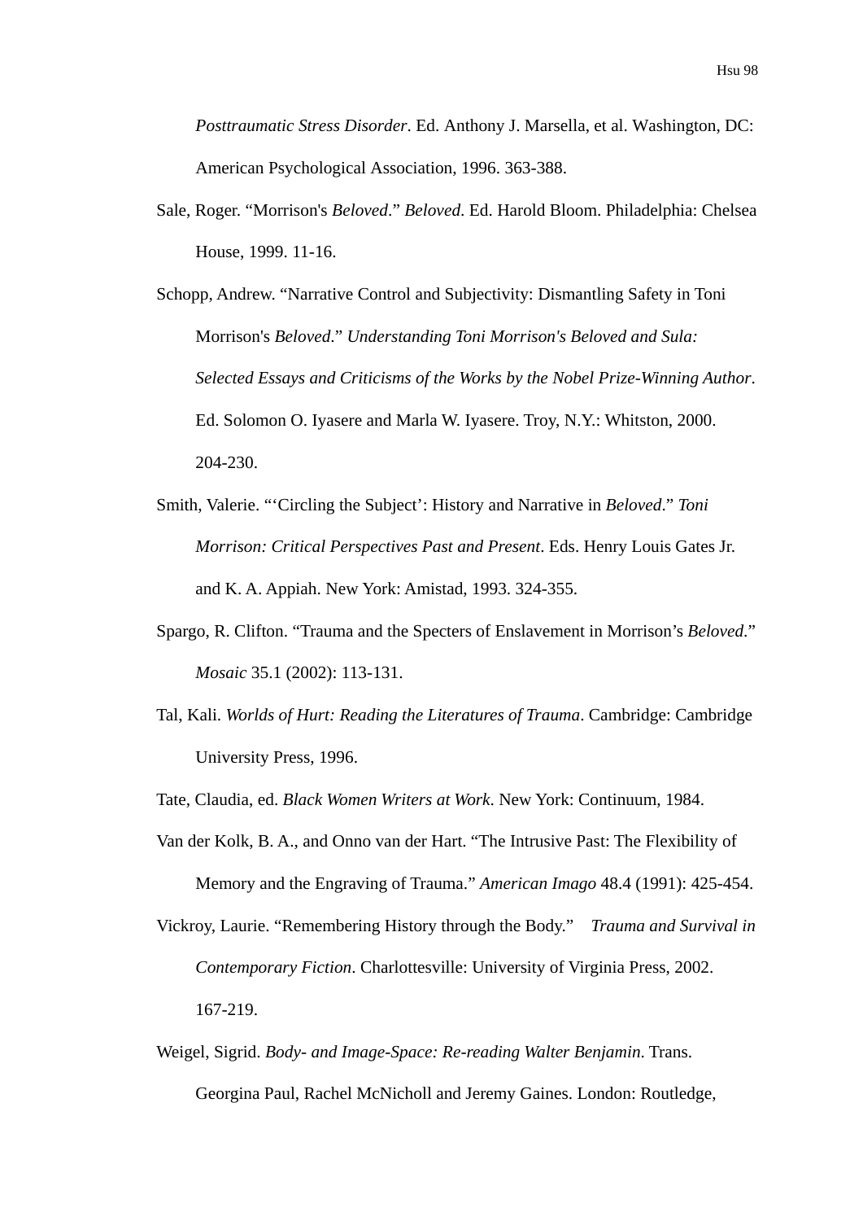*Posttraumatic Stress Disorder*. Ed. Anthony J. Marsella, et al. Washington, DC: American Psychological Association, 1996. 363-388.

Sale, Roger. “Morrison's *Beloved*.” *Beloved*. Ed. Harold Bloom. Philadelphia: Chelsea House, 1999. 11-16.

Schopp, Andrew. “Narrative Control and Subjectivity: Dismantling Safety in Toni Morrison's *Beloved*.” *Understanding Toni Morrison's Beloved and Sula: Selected Essays and Criticisms of the Works by the Nobel Prize-Winning Author*. Ed. Solomon O. Iyasere and Marla W. Iyasere. Troy, N.Y.: Whitston, 2000. 204-230.

Smith, Valerie. “‘Circling the Subject’: History and Narrative in *Beloved*.” *Toni Morrison: Critical Perspectives Past and Present*. Eds. Henry Louis Gates Jr. and K. A. Appiah. New York: Amistad, 1993. 324-355.

Spargo, R. Clifton. “Trauma and the Specters of Enslavement in Morrison’s *Beloved*.” *Mosaic* 35.1 (2002): 113-131.

Tal, Kali. *Worlds of Hurt: Reading the Literatures of Trauma*. Cambridge: Cambridge University Press, 1996.

Tate, Claudia, ed. *Black Women Writers at Work*. New York: Continuum, 1984.

Van der Kolk, B. A., and Onno van der Hart. “The Intrusive Past: The Flexibility of Memory and the Engraving of Trauma.” *American Imago* 48.4 (1991): 425-454.

Vickroy, Laurie. “Remembering History through the Body.” *Trauma and Survival in Contemporary Fiction*. Charlottesville: University of Virginia Press, 2002. 167-219.

Weigel, Sigrid. *Body- and Image-Space: Re-reading Walter Benjamin*. Trans. Georgina Paul, Rachel McNicholl and Jeremy Gaines. London: Routledge,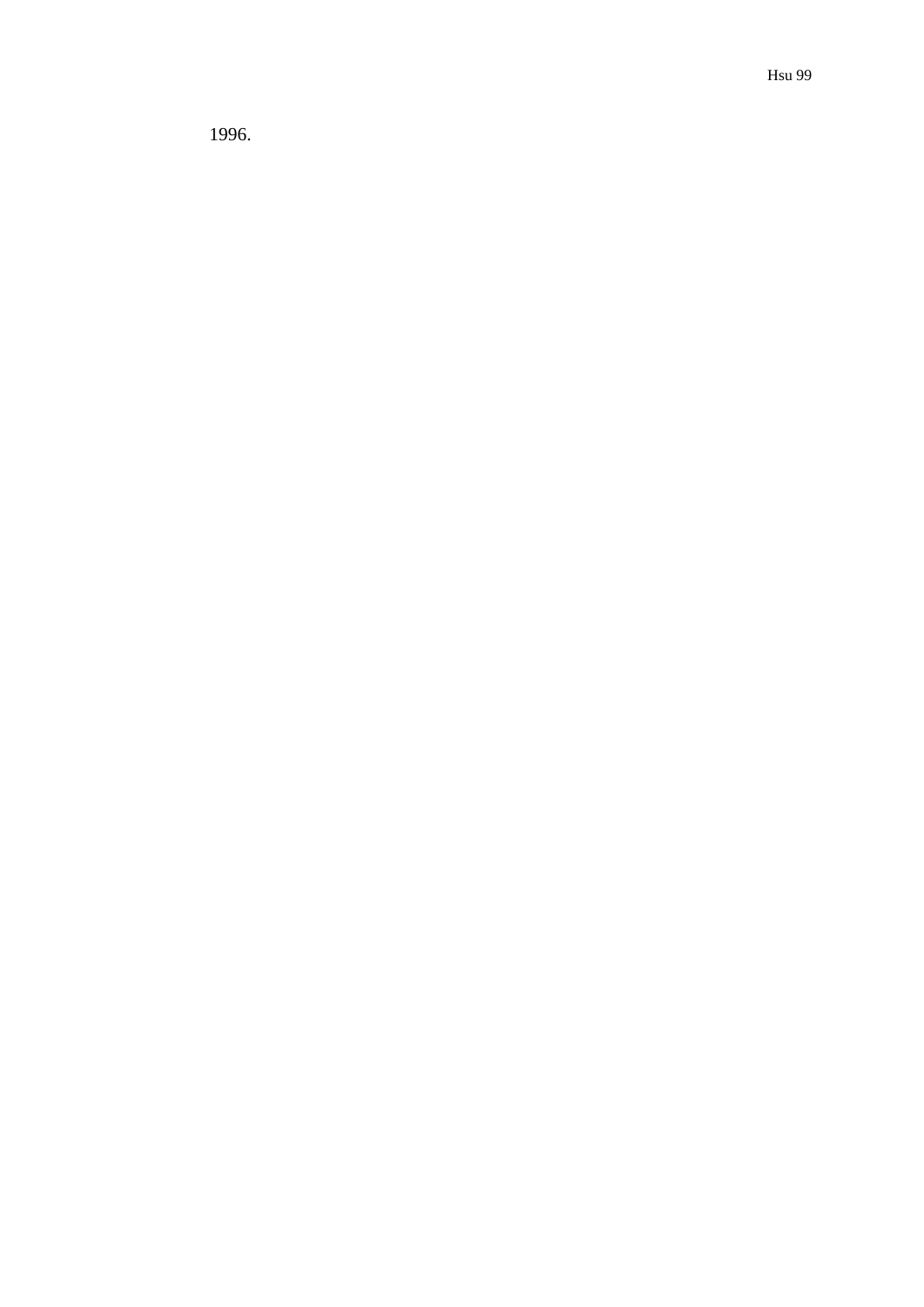1996.